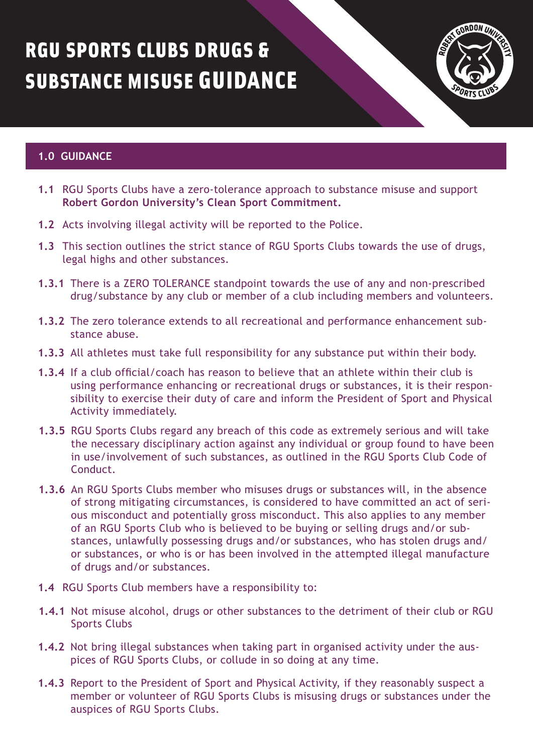# RGU SPORTS CLUBS DRUGS & SUBSTANCE MISUSE GUIDANCE

## 1.0 GUIDANCE

**1.1** RGU Sports Clubs have a zero-tolerance approach to substance misuse and support **Robert Gordon University's Clean Sport Commitment.**

**1.2** Acts involving illegal activity will be reported to the Police.

**1.3** This section outlines the strict stance of RGU Sports Clubs towards the use of drugs, legal highs and other substances.

**1.3.1** There is a ZERO TOLERANCE standpoint towards the use of any and non-prescribed drug/substance by any club or member of a club including members and volunteers.

**1.3.2** The zero tolerance extends to all recreational and performance enhancement substance abuse.

**1.3.3** All athletes must take full responsibility for any substance put within their body.

**1.3.4** If a club official/coach has reason to believe that an athlete within their club is using performance enhancing or recreational drugs or substances, it is their responsibility to exercise their duty of care and inform the President of Sport and Physical Activity immediately.

**1.3.5** RGU Sports Clubs regard any breach of this code as extremely serious and will take the necessary disciplinary action against any individual or group found to have been in use/involvement of such substances, as outlined in the RGU Sports Club Code of Conduct.

**1.3.6** An RGU Sports Clubs member who misuses drugs or substances will, in the absence of strong mitigating circumstances, is considered to have committed an act of serious misconduct and potentially gross misconduct. This also applies to any member of an RGU Sports Club who is believed to be buying or selling drugs and/or substances, unlawfully possessing drugs and/or substances, who has stolen drugs and/or substances, or who is or has been involved in the attempted illegal manufacture of drugs and/or substances.

**1.4** RGU Sports Club members have a responsibility to:

**1.4.1** Not misuse alcohol, drugs or other substances to the detriment of their club or RGU Sports Clubs

**1.4.2** Not bring illegal substances when taking part in organised activity under the auspices of RGU Sports Clubs, or collude in so doing at any time.

**1.4.3** Report to the President of Sport and Physical Activity, if they reasonably suspect a member or volunteer of RGU Sports Clubs is misusing drugs or substances under the auspices of RGU Sports Clubs.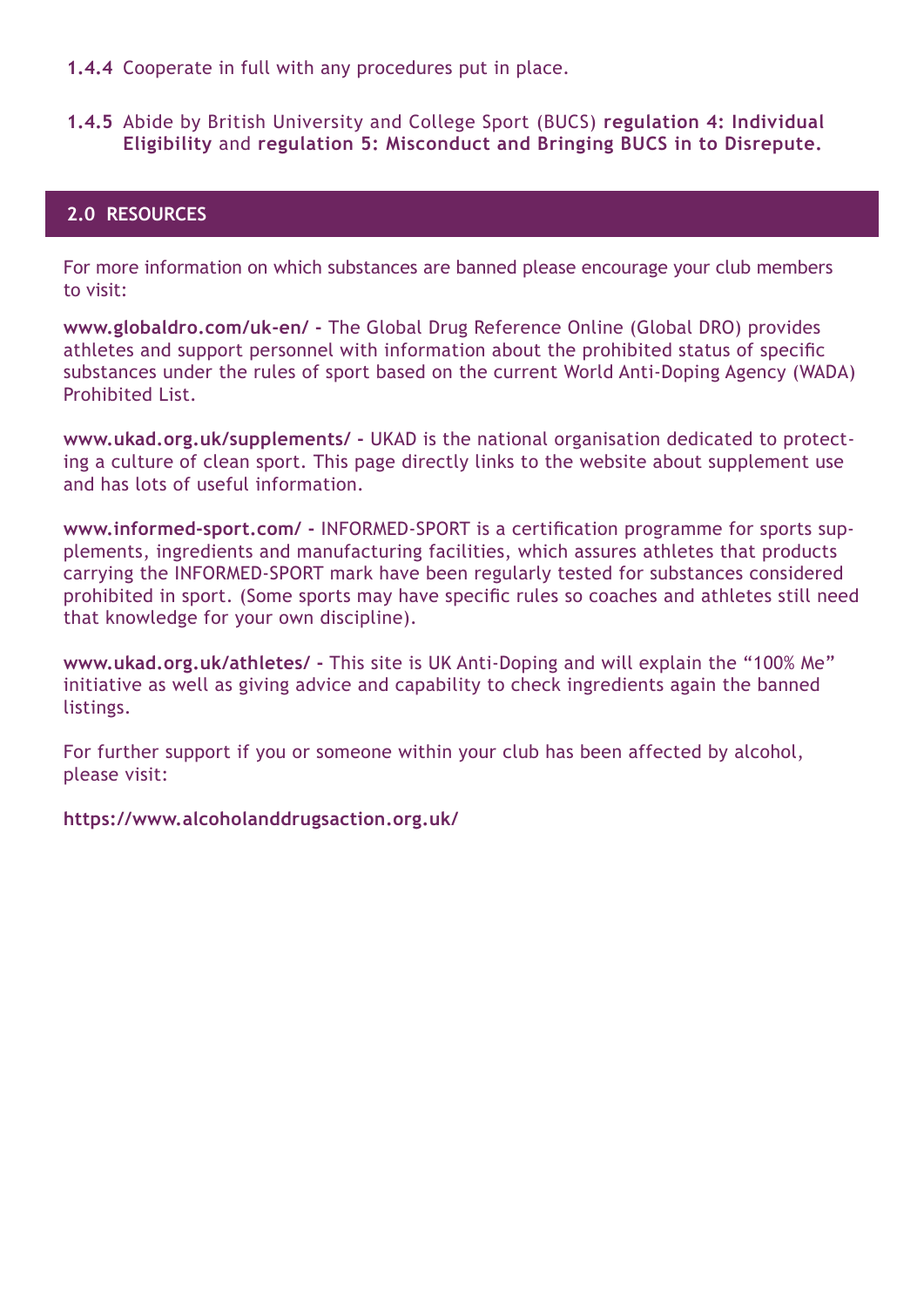**1.4.4** Cooperate in full with any procedures put in place.

**1.4.5** Abide by British University and College Sport (BUCS) **regulation 4: Individual Eligibility** and **regulation 5: Misconduct and Bringing BUCS in to Disrepute.**

## 2.0 RESOURCES

For more information on which substances are banned please encourage your club members to visit:

**www.globaldro.com/uk-en/ -** The Global Drug Reference Online (Global DRO) provides athletes and support personnel with information about the prohibited status of specific substances under the rules of sport based on the current World Anti-Doping Agency (WADA) Prohibited List.

**www.ukad.org.uk/supplements/ -** UKAD is the national organisation dedicated to protecting a culture of clean sport. This page directly links to the website about supplement use and has lots of useful information.

**www.informed-sport.com/ -** INFORMED-SPORT is a certification programme for sports supplements, ingredients and manufacturing facilities, which assures athletes that products carrying the INFORMED-SPORT mark have been regularly tested for substances considered prohibited in sport. (Some sports may have specific rules so coaches and athletes still need that knowledge for your own discipline).

**www.ukad.org.uk/athletes/ -** This site is UK Anti-Doping and will explain the "100% Me" initiative as well as giving advice and capability to check ingredients again the banned listings.

For further support if you or someone within your club has been affected by alcohol, please visit:

**https://www.alcoholanddrugsaction.org.uk/**